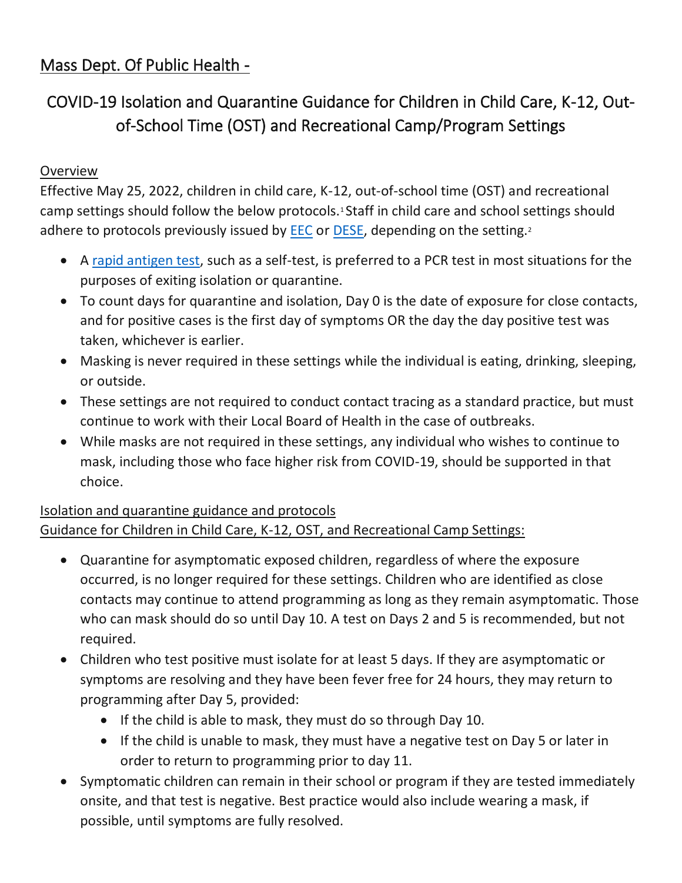# Mass Dept. Of Public Health -

## COVID-19 Isolation and Quarantine Guidance for Children in Child Care, K-12, Out-of-School Time (OST) and Recreational Camp/Program Settings

### Overview

Effective May 25, 2022, children in child care, K-12, out-of-school time (OST) and recreational camp settings should follow the below protocols.[1] Staff in child care and school settings should adhere to protocols previously issued by EEC or DESE, depending on the setting.[2]

- A rapid antigen test, such as a self-test, is preferred to a PCR test in most situations for the purposes of exiting isolation or quarantine.
- To count days for quarantine and isolation, Day 0 is the date of exposure for close contacts, and for positive cases is the first day of symptoms OR the day the day positive test was taken, whichever is earlier.
- Masking is never required in these settings while the individual is eating, drinking, sleeping, or outside.
- These settings are not required to conduct contact tracing as a standard practice, but must continue to work with their Local Board of Health in the case of outbreaks.
- While masks are not required in these settings, any individual who wishes to continue to mask, including those who face higher risk from COVID-19, should be supported in that choice.

### Isolation and quarantine guidance and protocols

Guidance for Children in Child Care, K-12, OST, and Recreational Camp Settings:

- Quarantine for asymptomatic exposed children, regardless of where the exposure occurred, is no longer required for these settings. Children who are identified as close contacts may continue to attend programming as long as they remain asymptomatic. Those who can mask should do so until Day 10. A test on Days 2 and 5 is recommended, but not required.
- Children who test positive must isolate for at least 5 days. If they are asymptomatic or symptoms are resolving and they have been fever free for 24 hours, they may return to programming after Day 5, provided:
  - If the child is able to mask, they must do so through Day 10.
  - If the child is unable to mask, they must have a negative test on Day 5 or later in order to return to programming prior to day 11.
- Symptomatic children can remain in their school or program if they are tested immediately onsite, and that test is negative. Best practice would also include wearing a mask, if possible, until symptoms are fully resolved.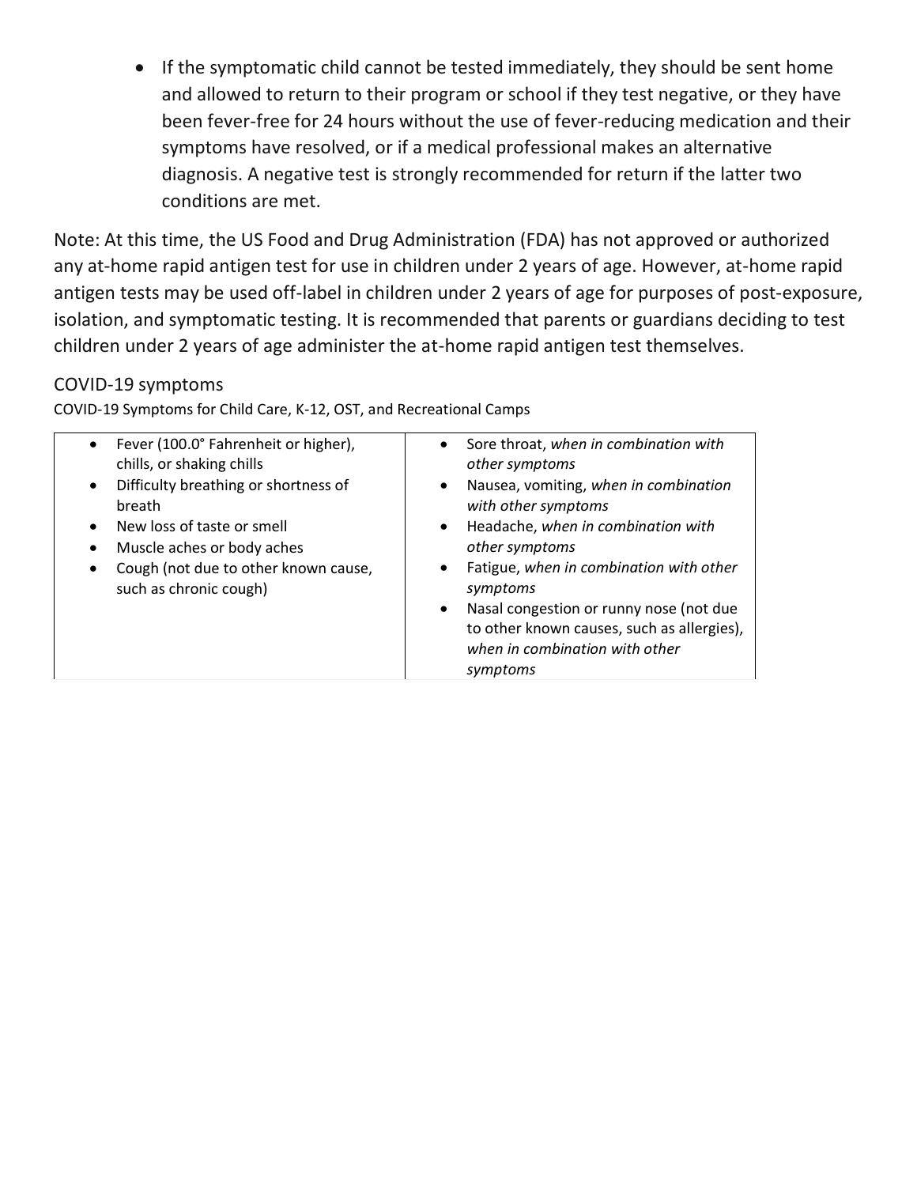- If the symptomatic child cannot be tested immediately, they should be sent home and allowed to return to their program or school if they test negative, or they have been fever-free for 24 hours without the use of fever-reducing medication and their symptoms have resolved, or if a medical professional makes an alternative diagnosis. A negative test is strongly recommended for return if the latter two conditions are met.

Note: At this time, the US Food and Drug Administration (FDA) has not approved or authorized any at-home rapid antigen test for use in children under 2 years of age. However, at-home rapid antigen tests may be used off-label in children under 2 years of age for purposes of post-exposure, isolation, and symptomatic testing. It is recommended that parents or guardians deciding to test children under 2 years of age administer the at-home rapid antigen test themselves.

## COVID-19 symptoms

COVID-19 Symptoms for Child Care, K-12, OST, and Recreational Camps

| | |
|---|---|
| • Fever (100.0° Fahrenheit or higher), chills, or shaking chills<br>• Difficulty breathing or shortness of breath<br>• New loss of taste or smell<br>• Muscle aches or body aches<br>• Cough (not due to other known cause, such as chronic cough) | • Sore throat, *when in combination with other symptoms*<br>• Nausea, vomiting, *when in combination with other symptoms*<br>• Headache, *when in combination with other symptoms*<br>• Fatigue, *when in combination with other symptoms*<br>• Nasal congestion or runny nose (not due to other known causes, such as allergies), *when in combination with other symptoms* |